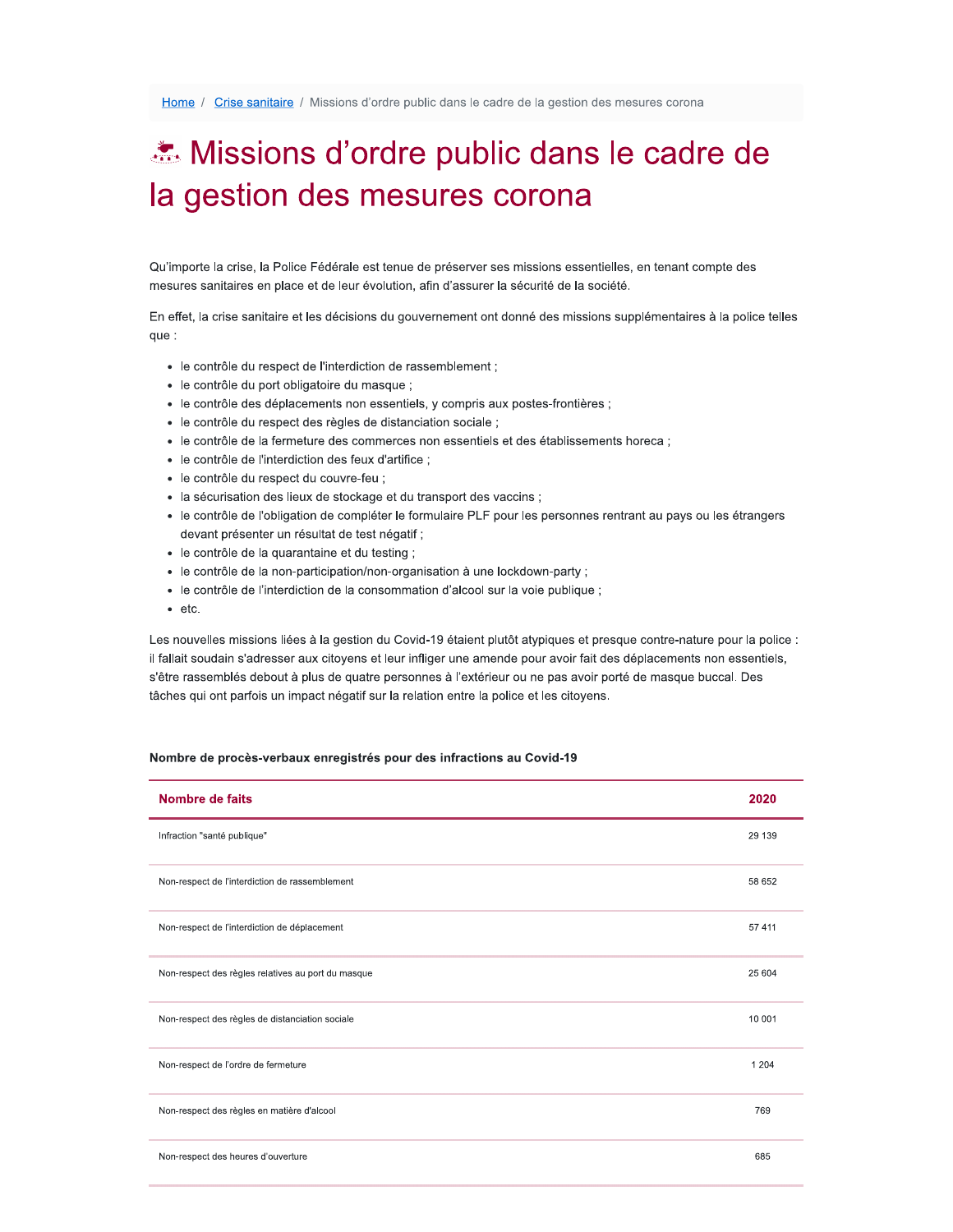Home / Crise sanitaire / Missions d'ordre public dans le cadre de la gestion des mesures corona

# Missions d'ordre public dans le cadre de la gestion des mesures corona

Qu'importe la crise, la Police Fédérale est tenue de préserver ses missions essentielles, en tenant compte des mesures sanitaires en place et de leur évolution, afin d'assurer la sécurité de la société.

En effet, la crise sanitaire et les décisions du gouvernement ont donné des missions supplémentaires à la police telles que :

- le contrôle du respect de l'interdiction de rassemblement ;
- le contrôle du port obligatoire du masque ;
- le contrôle des déplacements non essentiels, y compris aux postes-frontières ;
- le contrôle du respect des règles de distanciation sociale ;
- le contrôle de la fermeture des commerces non essentiels et des établissements horeca ;
- le contrôle de l'interdiction des feux d'artifice ;
- le contrôle du respect du couvre-feu ;
- la sécurisation des lieux de stockage et du transport des vaccins ;
- le contrôle de l'obligation de compléter le formulaire PLF pour les personnes rentrant au pays ou les étrangers devant présenter un résultat de test négatif ;
- le contrôle de la quarantaine et du testing ;
- le contrôle de la non-participation/non-organisation à une lockdown-party ;
- le contrôle de l'interdiction de la consommation d'alcool sur la voie publique ;
- etc.

Les nouvelles missions liées à la gestion du Covid-19 étaient plutôt atypiques et presque contre-nature pour la police : il fallait soudain s'adresser aux citoyens et leur infliger une amende pour avoir fait des déplacements non essentiels, s'être rassemblés debout à plus de quatre personnes à l'extérieur ou ne pas avoir porté de masque buccal. Des tâches qui ont parfois un impact négatif sur la relation entre la police et les citoyens.

**Nombre de procès-verbaux enregistrés pour des infractions au Covid-19**

| Nombre de faits | 2020 |
|---|---|
| Infraction "santé publique" | 29 139 |
| Non-respect de l'interdiction de rassemblement | 58 652 |
| Non-respect de l'interdiction de déplacement | 57 411 |
| Non-respect des règles relatives au port du masque | 25 604 |
| Non-respect des règles de distanciation sociale | 10 001 |
| Non-respect de l'ordre de fermeture | 1 204 |
| Non-respect des règles en matière d'alcool | 769 |
| Non-respect des heures d'ouverture | 685 |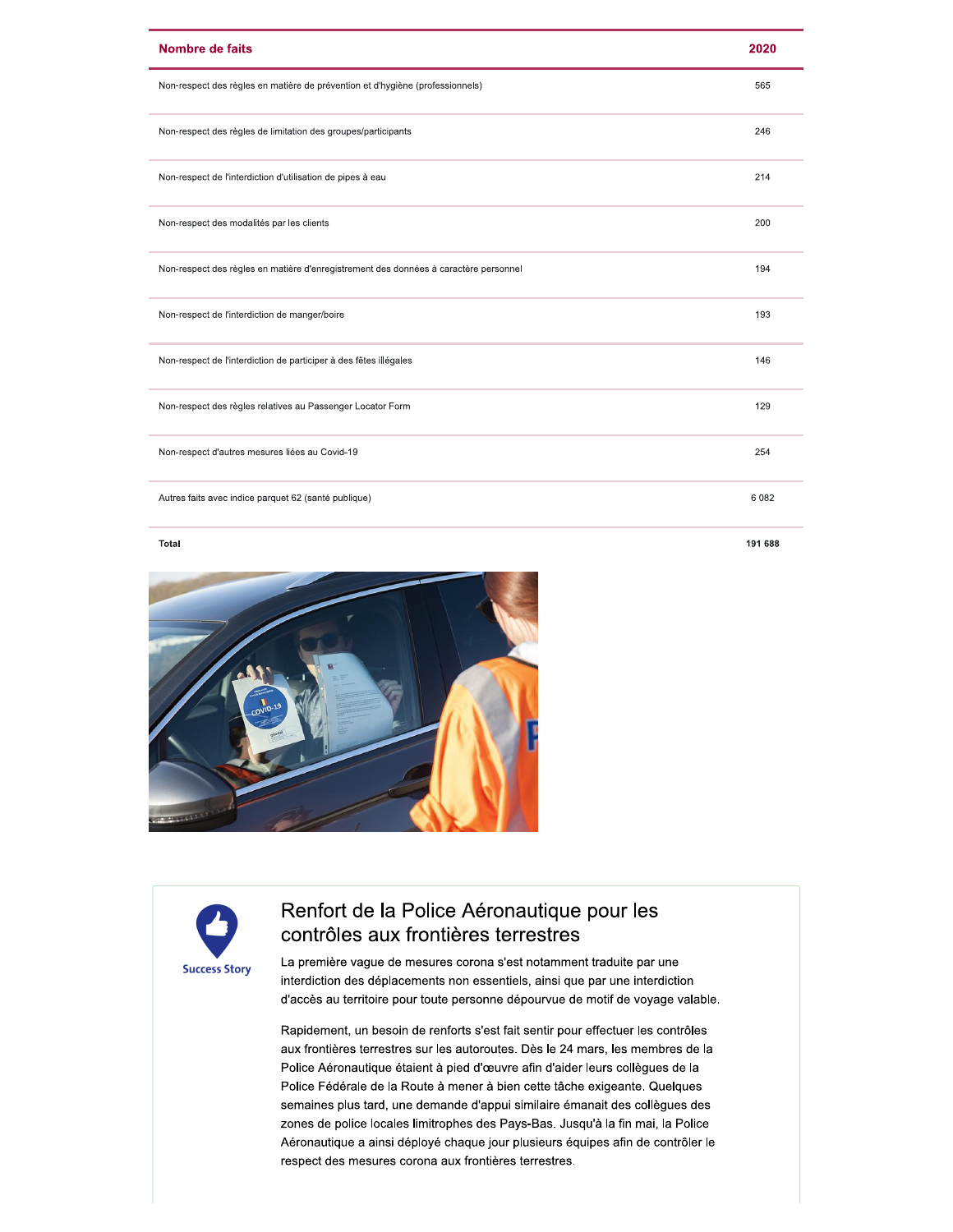| Nombre de faits | 2020 |
| --- | --- |
| Non-respect des règles en matière de prévention et d'hygiène (professionnels) | 565 |
| Non-respect des règles de limitation des groupes/participants | 246 |
| Non-respect de l'interdiction d'utilisation de pipes à eau | 214 |
| Non-respect des modalités par les clients | 200 |
| Non-respect des règles en matière d'enregistrement des données à caractère personnel | 194 |
| Non-respect de l'interdiction de manger/boire | 193 |
| Non-respect de l'interdiction de participer à des fêtes illégales | 146 |
| Non-respect des règles relatives au Passenger Locator Form | 129 |
| Non-respect d'autres mesures liées au Covid-19 | 254 |
| Autres faits avec indice parquet 62 (santé publique) | 6 082 |
| **Total** | **191 688** |

Success Story

## Renfort de la Police Aéronautique pour les contrôles aux frontières terrestres

La première vague de mesures corona s'est notamment traduite par une interdiction des déplacements non essentiels, ainsi que par une interdiction d'accès au territoire pour toute personne dépourvue de motif de voyage valable.

Rapidement, un besoin de renforts s'est fait sentir pour effectuer les contrôles aux frontières terrestres sur les autoroutes. Dès le 24 mars, les membres de la Police Aéronautique étaient à pied d'œuvre afin d'aider leurs collègues de la Police Fédérale de la Route à mener à bien cette tâche exigeante. Quelques semaines plus tard, une demande d'appui similaire émanait des collègues des zones de police locales limitrophes des Pays-Bas. Jusqu'à la fin mai, la Police Aéronautique a ainsi déployé chaque jour plusieurs équipes afin de contrôler le respect des mesures corona aux frontières terrestres.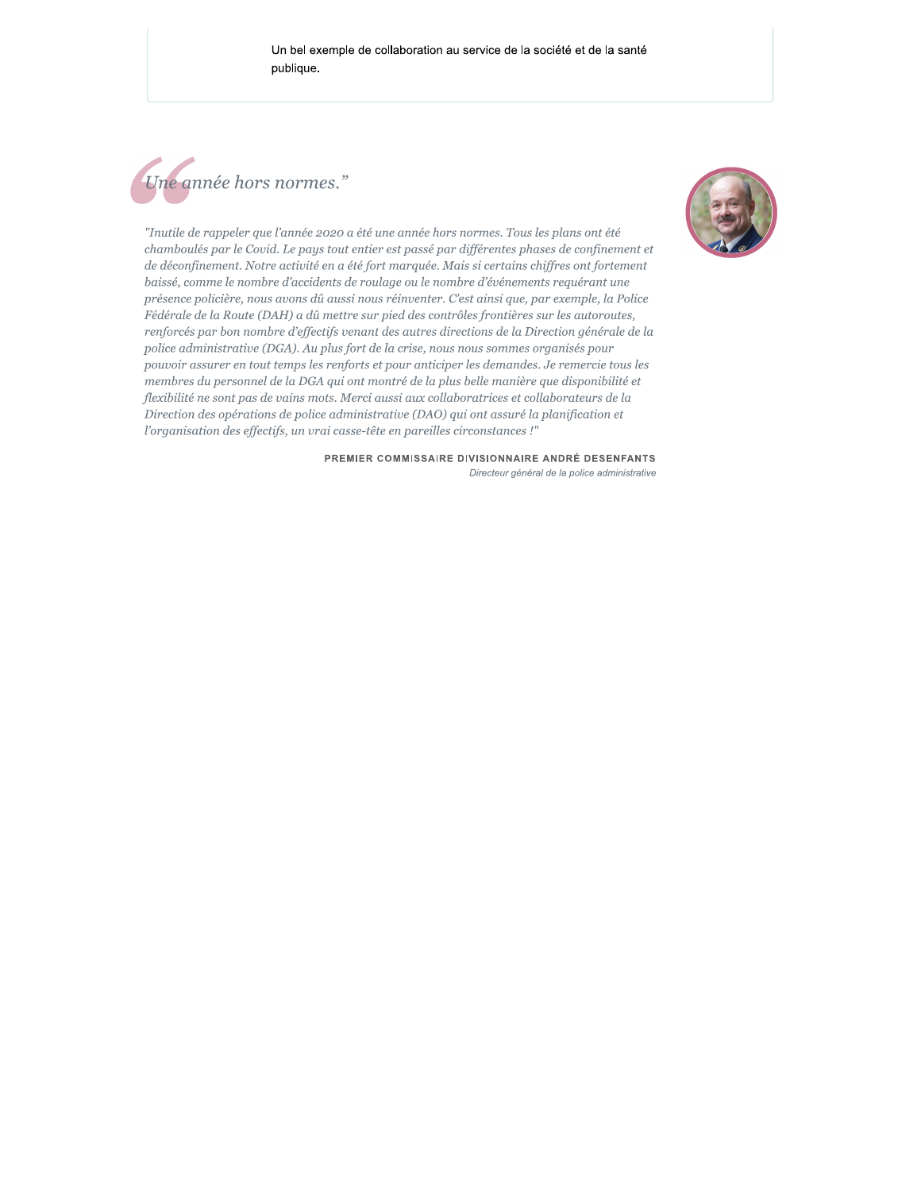Un bel exemple de collaboration au service de la société et de la santé publique.

## *Une année hors normes.”*

*"Inutile de rappeler que l’année 2020 a été une année hors normes. Tous les plans ont été chamboulés par le Covid. Le pays tout entier est passé par différentes phases de confinement et de déconfinement. Notre activité en a été fort marquée. Mais si certains chiffres ont fortement baissé, comme le nombre d’accidents de roulage ou le nombre d’événements requérant une présence policière, nous avons dû aussi nous réinventer. C’est ainsi que, par exemple, la Police Fédérale de la Route (DAH) a dû mettre sur pied des contrôles frontières sur les autoroutes, renforcés par bon nombre d’effectifs venant des autres directions de la Direction générale de la police administrative (DGA). Au plus fort de la crise, nous nous sommes organisés pour pouvoir assurer en tout temps les renforts et pour anticiper les demandes. Je remercie tous les membres du personnel de la DGA qui ont montré de la plus belle manière que disponibilité et flexibilité ne sont pas de vains mots. Merci aussi aux collaboratrices et collaborateurs de la Direction des opérations de police administrative (DAO) qui ont assuré la planification et l’organisation des effectifs, un vrai casse-tête en pareilles circonstances !"*

**PREMIER COMMISSAIRE DIVISIONNAIRE ANDRÉ DESENFANTS**

*Directeur général de la police administrative*